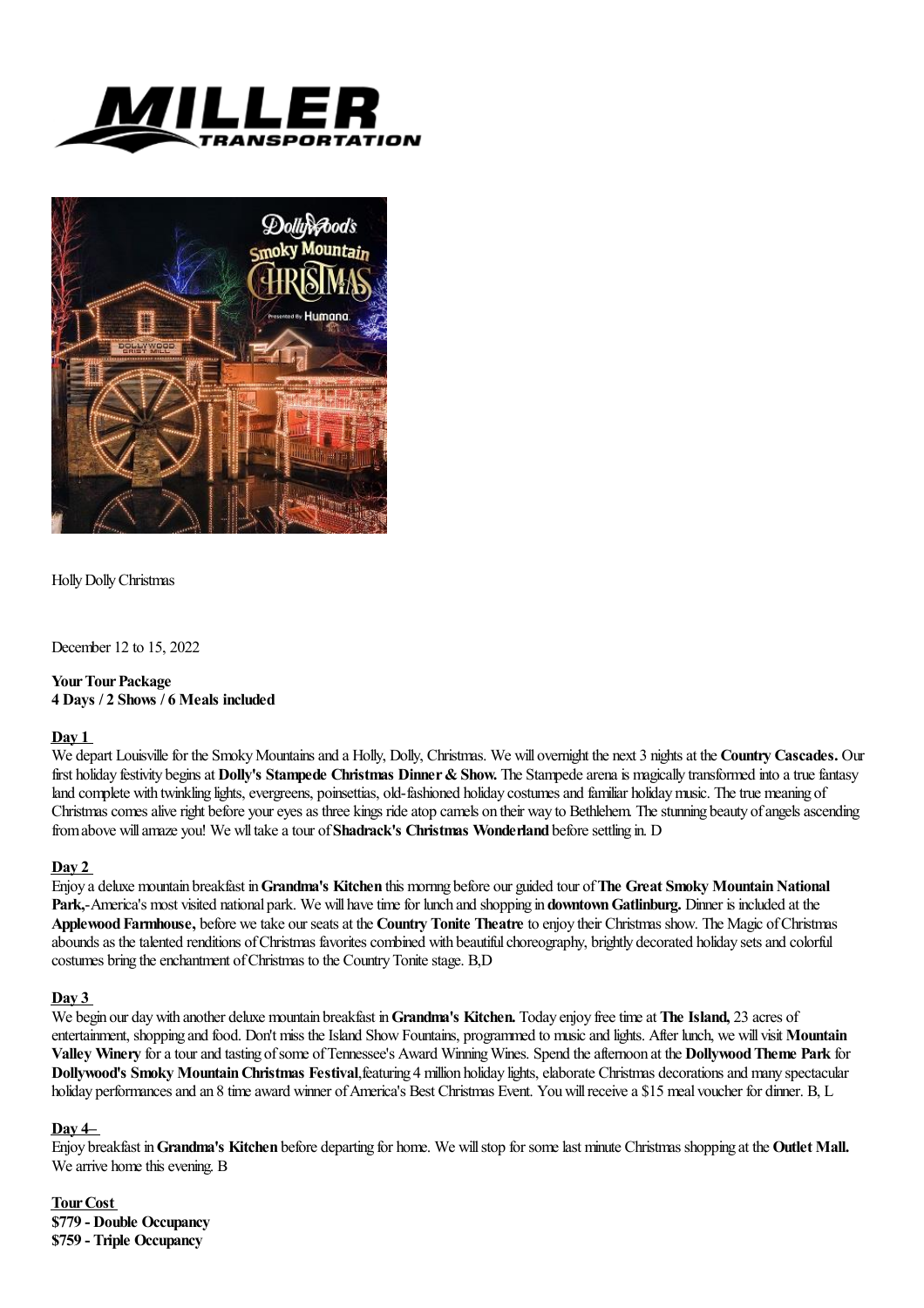Holly Dolly Christmas

December 12 to 15, 2022

**Your Tour Package**
**4 Days / 2 Shows / 6 Meals included**

**Day 1**

We depart Louisville for the Smoky Mountains and a Holly, Dolly, Christmas. We will overnight the next 3 nights at the **Country Cascades.** Our first holiday festivity begins at **Dolly's Stampede Christmas Dinner & Show.** The Stampede arena is magically transformed into a true fantasy land complete with twinkling lights, evergreens, poinsettias, old-fashioned holiday costumes and familiar holiday music. The true meaning of Christmas comes alive right before your eyes as three kings ride atop camels on their way to Bethlehem. The stunning beauty of angels ascending from above will amaze you! We will take a tour of **Shadrack's Christmas Wonderland** before settling in. D

**Day 2**

Enjoy a deluxe mountain breakfast in **Grandma's Kitchen** this mornng before our guided tour of **The Great Smoky Mountain National Park,**-America's most visited national park. We will have time for lunch and shopping in **downtown Gatlinburg.** Dinner is included at the **Applewood Farmhouse,** before we take our seats at the **Country Tonite Theatre** to enjoy their Christmas show. The Magic of Christmas abounds as the talented renditions of Christmas favorites combined with beautiful choreography, brightly decorated holiday sets and colorful costumes bring the enchantment of Christmas to the Country Tonite stage. B,D

**Day 3**

We begin our day with another deluxe mountain breakfast in **Grandma's Kitchen.** Today enjoy free time at **The Island,** 23 acres of entertainment, shopping and food. Don't miss the Island Show Fountains, programmed to music and lights. After lunch, we will visit **Mountain Valley Winery** for a tour and tasting of some of Tennessee's Award Winning Wines. Spend the afternoon at the **Dollywood Theme Park** for **Dollywood's Smoky Mountain Christmas Festival,**featuring 4 million holiday lights, elaborate Christmas decorations and many spectacular holiday performances and an 8 time award winner of America's Best Christmas Event. You will receive a $15 meal voucher for dinner. B, L

**Day 4–**

Enjoy breakfast in **Grandma's Kitchen** before departing for home. We will stop for some last minute Christmas shopping at the **Outlet Mall.** We arrive home this evening. B

**Tour Cost**
**$779 - Double Occupancy**
**$759 - Triple Occupancy**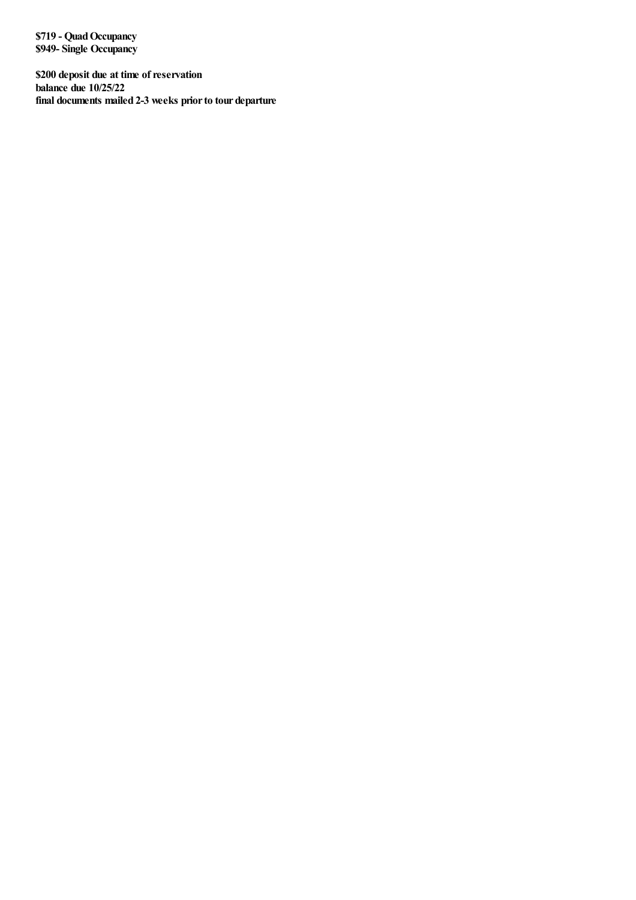**$719 - Quad Occupancy**
**$949- Single Occupancy**

**$200 deposit due at time of reservation**
**balance due 10/25/22**
**final documents mailed 2-3 weeks prior to tour departure**